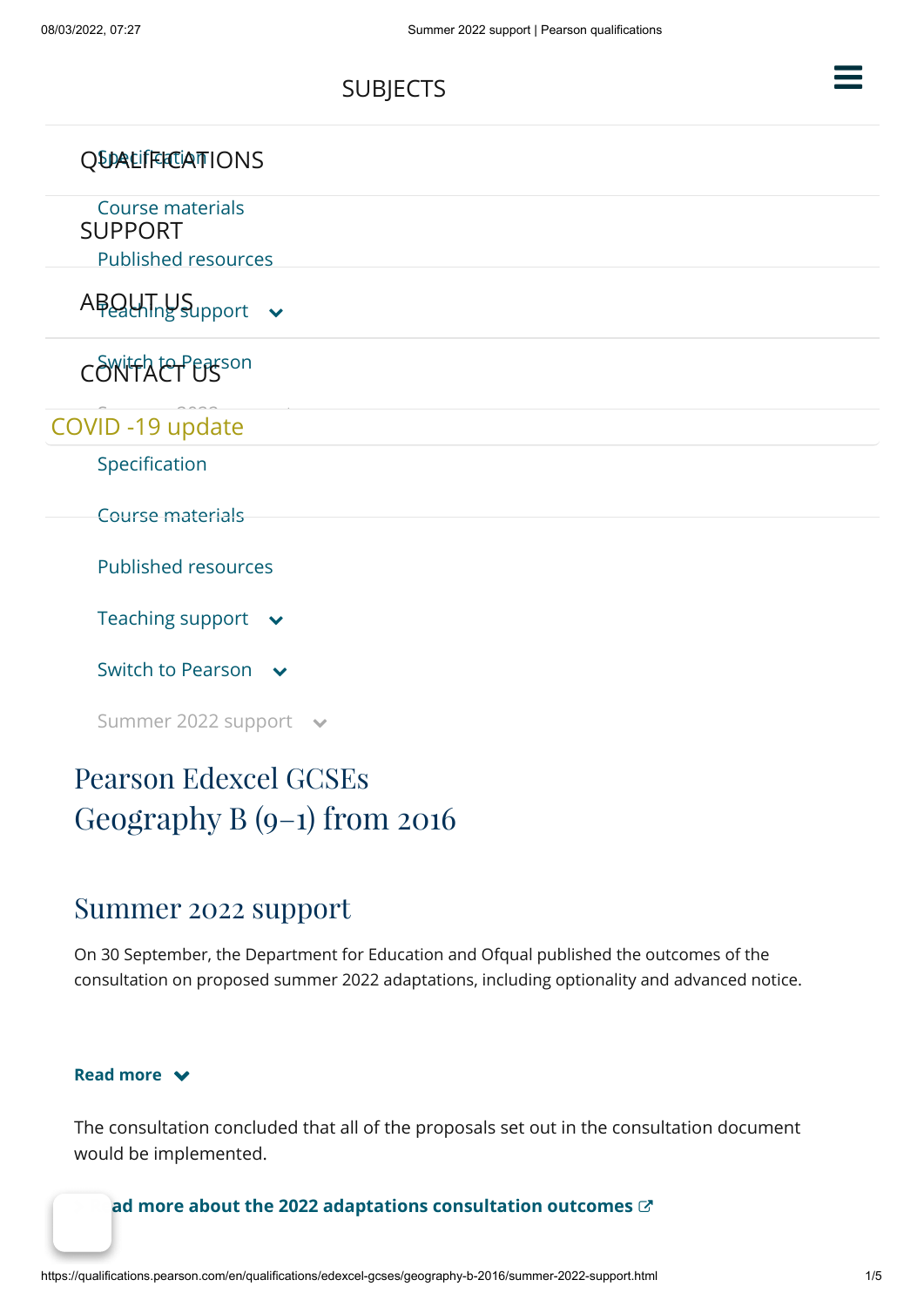SUBJECTS

QUALIFICATIONS

SUPPORT

ABOUT US

CONTACT US

COVID -19 update

Specification

Course materials

Published resources

Teaching support

Switch to Pearson

Summer 2022 support

# Pearson Edexcel GCSEs Geography B (9–1) from 2016

## Summer 2022 support

On 30 September, the Department for Education and Ofqual published the outcomes of the consultation on proposed summer 2022 adaptations, including optionality and advanced notice.

**Read more**

The consultation concluded that all of the proposals set out in the consultation document would be implemented.

**Read more about the 2022 adaptations consultation outcomes**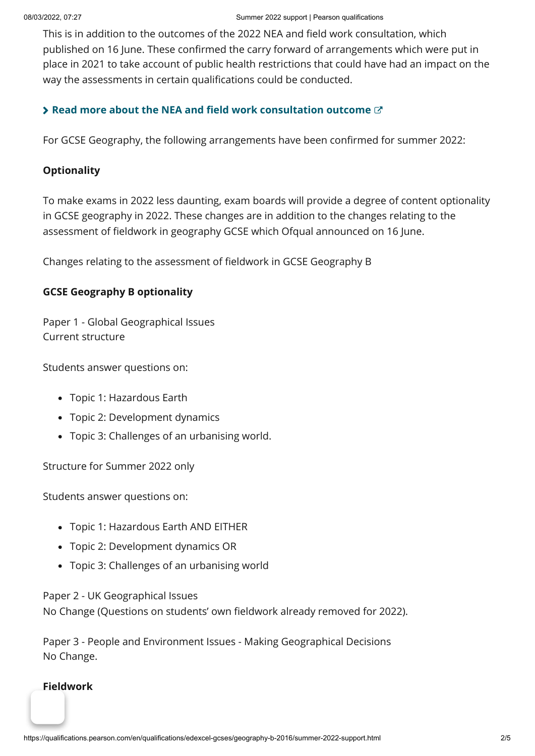This is in addition to the outcomes of the 2022 NEA and field work consultation, which published on 16 June. These confirmed the carry forward of arrangements which were put in place in 2021 to take account of public health restrictions that could have had an impact on the way the assessments in certain qualifications could be conducted.

**Read more about the NEA and field work consultation outcome**

For GCSE Geography, the following arrangements have been confirmed for summer 2022:

**Optionality**

To make exams in 2022 less daunting, exam boards will provide a degree of content optionality in GCSE geography in 2022. These changes are in addition to the changes relating to the assessment of fieldwork in geography GCSE which Ofqual announced on 16 June.

Changes relating to the assessment of fieldwork in GCSE Geography B

**GCSE Geography B optionality**

Paper 1 - Global Geographical Issues
Current structure

Students answer questions on:

- Topic 1: Hazardous Earth
- Topic 2: Development dynamics
- Topic 3: Challenges of an urbanising world.

Structure for Summer 2022 only

Students answer questions on:

- Topic 1: Hazardous Earth AND EITHER
- Topic 2: Development dynamics OR
- Topic 3: Challenges of an urbanising world

Paper 2 - UK Geographical Issues
No Change (Questions on students' own fieldwork already removed for 2022).

Paper 3 - People and Environment Issues - Making Geographical Decisions
No Change.

**Fieldwork**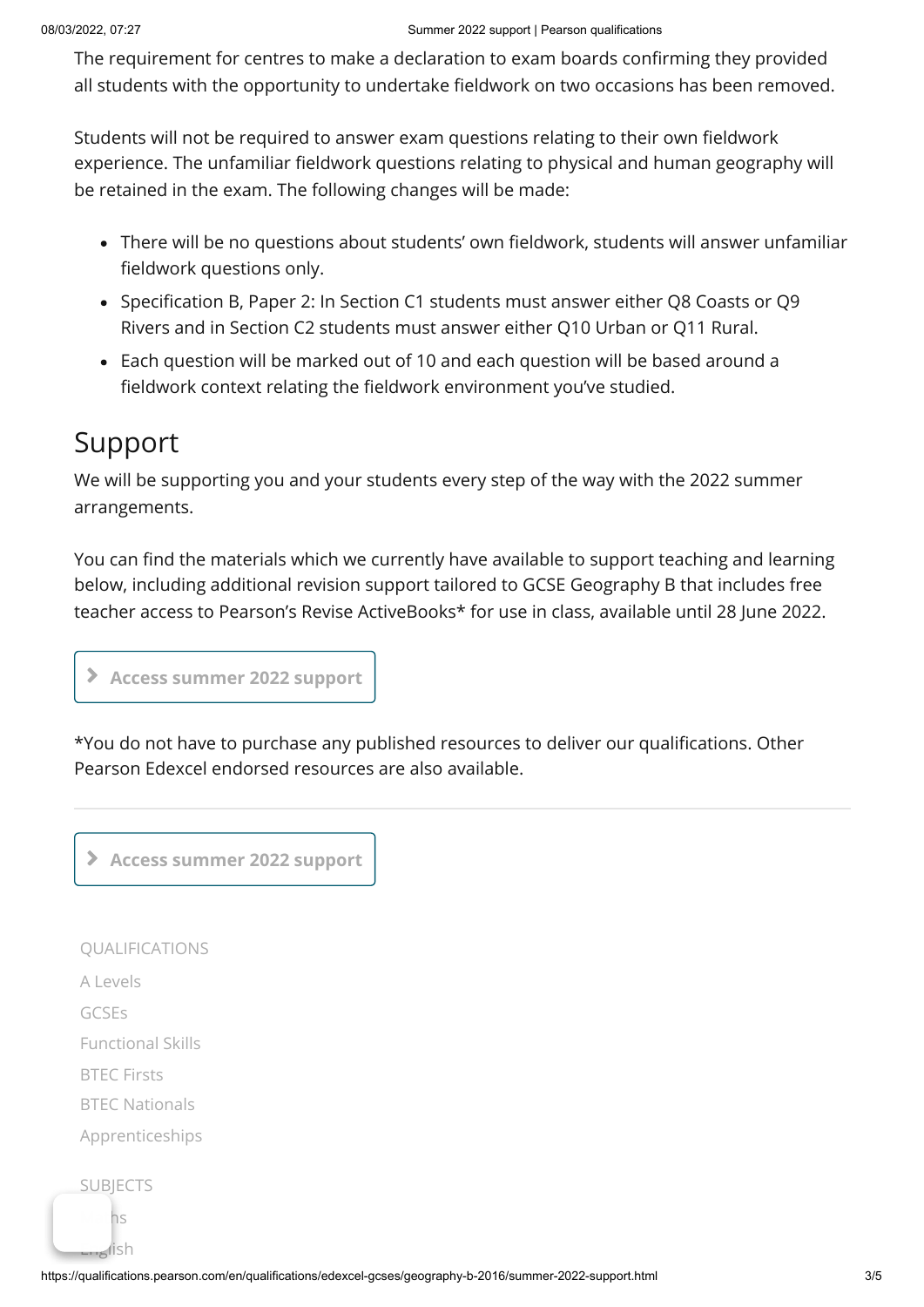The requirement for centres to make a declaration to exam boards confirming they provided all students with the opportunity to undertake fieldwork on two occasions has been removed.

Students will not be required to answer exam questions relating to their own fieldwork experience. The unfamiliar fieldwork questions relating to physical and human geography will be retained in the exam. The following changes will be made:

- There will be no questions about students' own fieldwork, students will answer unfamiliar fieldwork questions only.
- Specification B, Paper 2: In Section C1 students must answer either Q8 Coasts or Q9 Rivers and in Section C2 students must answer either Q10 Urban or Q11 Rural.
- Each question will be marked out of 10 and each question will be based around a fieldwork context relating the fieldwork environment you've studied.

# Support

We will be supporting you and your students every step of the way with the 2022 summer arrangements.

You can find the materials which we currently have available to support teaching and learning below, including additional revision support tailored to GCSE Geography B that includes free teacher access to Pearson's Revise ActiveBooks* for use in class, available until 28 June 2022.

**Access summer 2022 support**

*You do not have to purchase any published resources to deliver our qualifications. Other Pearson Edexcel endorsed resources are also available.

---

**Access summer 2022 support**

QUALIFICATIONS

A Levels

GCSEs

Functional Skills

BTEC Firsts

BTEC Nationals

Apprenticeships

SUBJECTS

Maths

English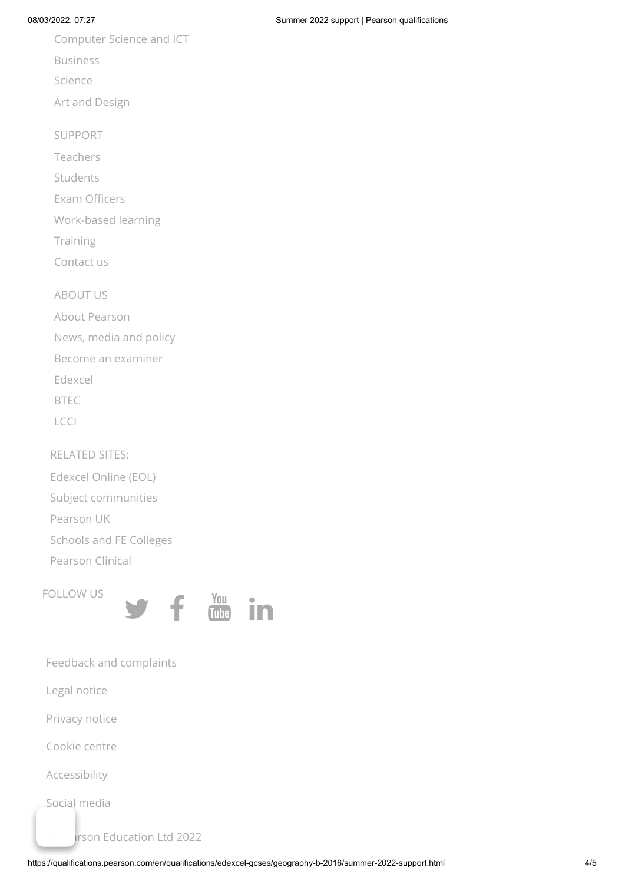Computer Science and ICT

Business

Science

Art and Design

SUPPORT

Teachers

Students

Exam Officers

Work-based learning

Training

Contact us

ABOUT US

About Pearson

News, media and policy

Become an examiner

Edexcel

BTEC

LCCI

RELATED SITES:

Edexcel Online (EOL)

Subject communities

Pearson UK

Schools and FE Colleges

Pearson Clinical

FOLLOW US

Feedback and complaints

Legal notice

Privacy notice

Cookie centre

Accessibility

Social media

rson Education Ltd 2022